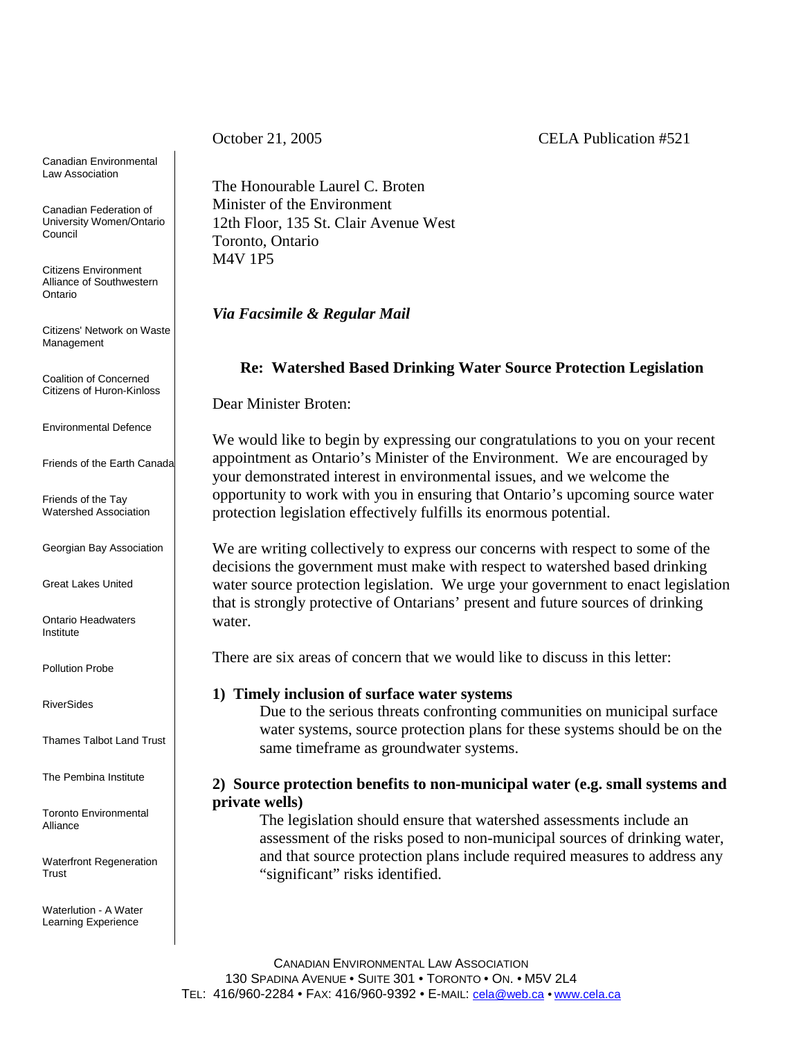Canadian Environmental Law Association

Canadian Federation of University Women/Ontario Council

Citizens Environment Alliance of Southwestern Ontario

Citizens' Network on Waste Management

Coalition of Concerned Citizens of Huron-Kinloss

Environmental Defence

Friends of the Earth Canada

Friends of the Tay Watershed Association

Georgian Bay Association

Great Lakes United

Ontario Headwaters Institute

Pollution Probe

RiverSides

Thames Talbot Land Trust

The Pembina Institute

Toronto Environmental Alliance

Waterfront Regeneration Trust

Waterlution - A Water Learning Experience

October 21, 2005 CELA Publication #521

The Honourable Laurel C. Broten
Minister of the Environment
12th Floor, 135 St. Clair Avenue West
Toronto, Ontario
M4V 1P5

*Via Facsimile & Regular Mail*

**Re: Watershed Based Drinking Water Source Protection Legislation**

Dear Minister Broten:

We would like to begin by expressing our congratulations to you on your recent appointment as Ontario's Minister of the Environment. We are encouraged by your demonstrated interest in environmental issues, and we welcome the opportunity to work with you in ensuring that Ontario's upcoming source water protection legislation effectively fulfills its enormous potential.

We are writing collectively to express our concerns with respect to some of the decisions the government must make with respect to watershed based drinking water source protection legislation. We urge your government to enact legislation that is strongly protective of Ontarians' present and future sources of drinking water.

There are six areas of concern that we would like to discuss in this letter:

**1) Timely inclusion of surface water systems**

Due to the serious threats confronting communities on municipal surface water systems, source protection plans for these systems should be on the same timeframe as groundwater systems.

**2) Source protection benefits to non-municipal water (e.g. small systems and private wells)**

The legislation should ensure that watershed assessments include an assessment of the risks posed to non-municipal sources of drinking water, and that source protection plans include required measures to address any "significant" risks identified.

CANADIAN ENVIRONMENTAL LAW ASSOCIATION
130 SPADINA AVENUE • SUITE 301 • TORONTO • ON. • M5V 2L4
TEL: 416/960-2284 • FAX: 416/960-9392 • E-MAIL: cela@web.ca • www.cela.ca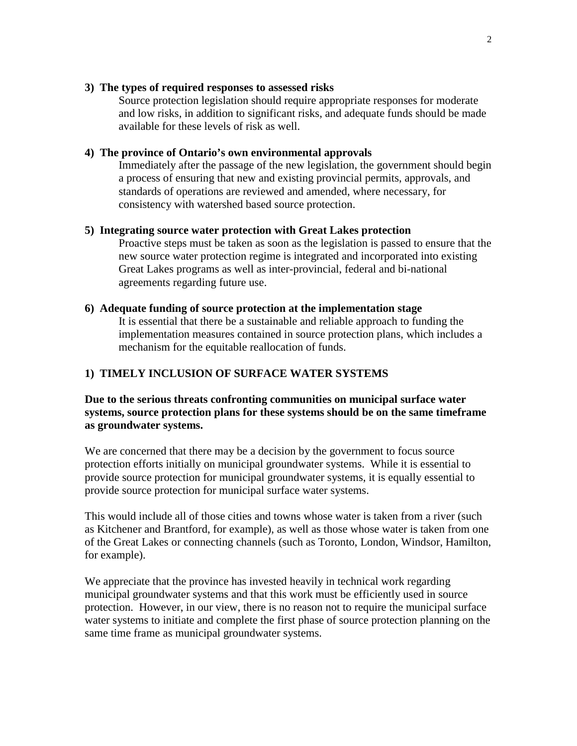**3) The types of required responses to assessed risks**

Source protection legislation should require appropriate responses for moderate and low risks, in addition to significant risks, and adequate funds should be made available for these levels of risk as well.

**4) The province of Ontario's own environmental approvals**

Immediately after the passage of the new legislation, the government should begin a process of ensuring that new and existing provincial permits, approvals, and standards of operations are reviewed and amended, where necessary, for consistency with watershed based source protection.

**5) Integrating source water protection with Great Lakes protection**

Proactive steps must be taken as soon as the legislation is passed to ensure that the new source water protection regime is integrated and incorporated into existing Great Lakes programs as well as inter-provincial, federal and bi-national agreements regarding future use.

**6) Adequate funding of source protection at the implementation stage**

It is essential that there be a sustainable and reliable approach to funding the implementation measures contained in source protection plans, which includes a mechanism for the equitable reallocation of funds.

## 1) TIMELY INCLUSION OF SURFACE WATER SYSTEMS

**Due to the serious threats confronting communities on municipal surface water systems, source protection plans for these systems should be on the same timeframe as groundwater systems.**

We are concerned that there may be a decision by the government to focus source protection efforts initially on municipal groundwater systems. While it is essential to provide source protection for municipal groundwater systems, it is equally essential to provide source protection for municipal surface water systems.

This would include all of those cities and towns whose water is taken from a river (such as Kitchener and Brantford, for example), as well as those whose water is taken from one of the Great Lakes or connecting channels (such as Toronto, London, Windsor, Hamilton, for example).

We appreciate that the province has invested heavily in technical work regarding municipal groundwater systems and that this work must be efficiently used in source protection. However, in our view, there is no reason not to require the municipal surface water systems to initiate and complete the first phase of source protection planning on the same time frame as municipal groundwater systems.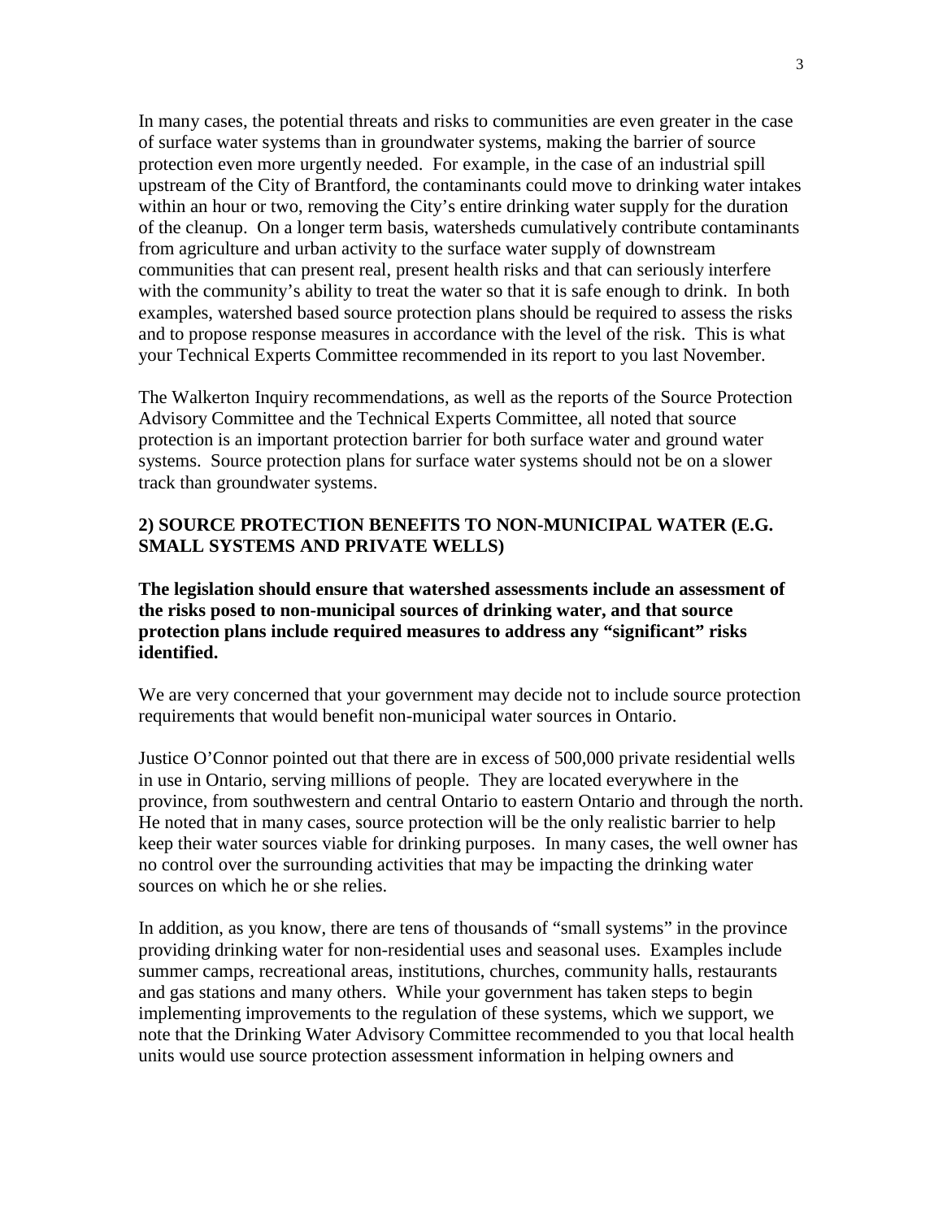In many cases, the potential threats and risks to communities are even greater in the case of surface water systems than in groundwater systems, making the barrier of source protection even more urgently needed. For example, in the case of an industrial spill upstream of the City of Brantford, the contaminants could move to drinking water intakes within an hour or two, removing the City's entire drinking water supply for the duration of the cleanup. On a longer term basis, watersheds cumulatively contribute contaminants from agriculture and urban activity to the surface water supply of downstream communities that can present real, present health risks and that can seriously interfere with the community's ability to treat the water so that it is safe enough to drink. In both examples, watershed based source protection plans should be required to assess the risks and to propose response measures in accordance with the level of the risk. This is what your Technical Experts Committee recommended in its report to you last November.

The Walkerton Inquiry recommendations, as well as the reports of the Source Protection Advisory Committee and the Technical Experts Committee, all noted that source protection is an important protection barrier for both surface water and ground water systems. Source protection plans for surface water systems should not be on a slower track than groundwater systems.

## 2) SOURCE PROTECTION BENEFITS TO NON-MUNICIPAL WATER (E.G. SMALL SYSTEMS AND PRIVATE WELLS)

**The legislation should ensure that watershed assessments include an assessment of the risks posed to non-municipal sources of drinking water, and that source protection plans include required measures to address any "significant" risks identified.**

We are very concerned that your government may decide not to include source protection requirements that would benefit non-municipal water sources in Ontario.

Justice O'Connor pointed out that there are in excess of 500,000 private residential wells in use in Ontario, serving millions of people. They are located everywhere in the province, from southwestern and central Ontario to eastern Ontario and through the north. He noted that in many cases, source protection will be the only realistic barrier to help keep their water sources viable for drinking purposes. In many cases, the well owner has no control over the surrounding activities that may be impacting the drinking water sources on which he or she relies.

In addition, as you know, there are tens of thousands of "small systems" in the province providing drinking water for non-residential uses and seasonal uses. Examples include summer camps, recreational areas, institutions, churches, community halls, restaurants and gas stations and many others. While your government has taken steps to begin implementing improvements to the regulation of these systems, which we support, we note that the Drinking Water Advisory Committee recommended to you that local health units would use source protection assessment information in helping owners and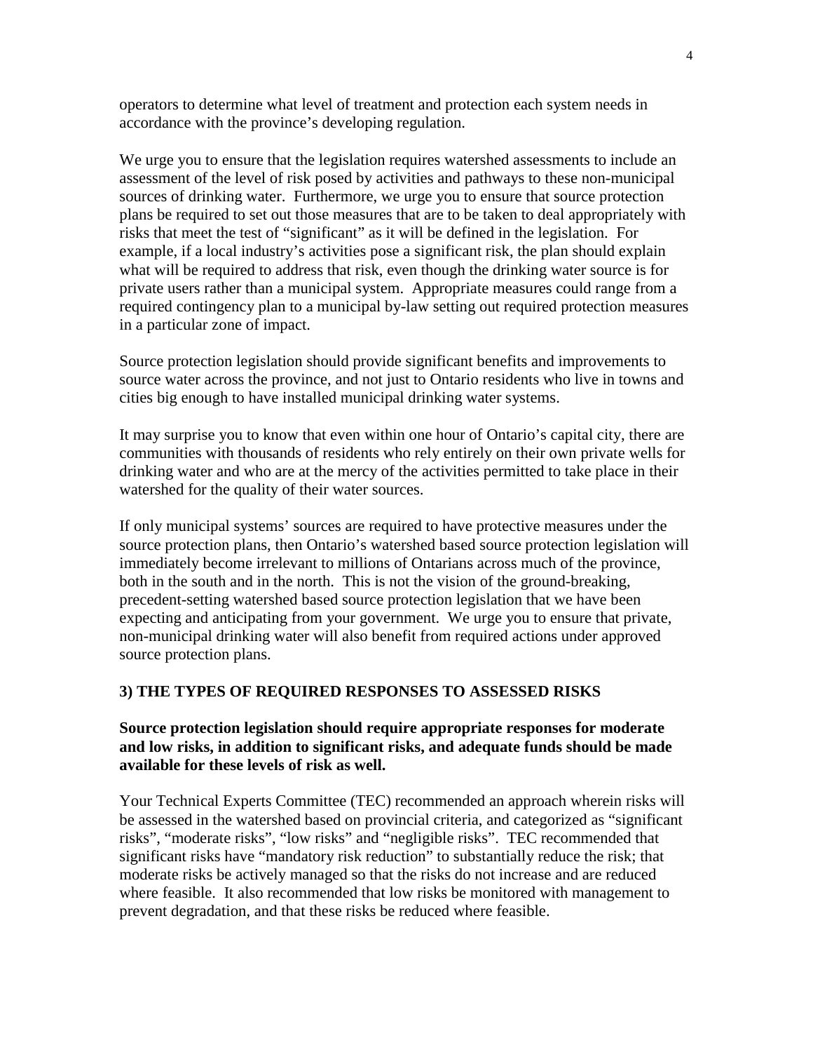operators to determine what level of treatment and protection each system needs in accordance with the province's developing regulation.

We urge you to ensure that the legislation requires watershed assessments to include an assessment of the level of risk posed by activities and pathways to these non-municipal sources of drinking water. Furthermore, we urge you to ensure that source protection plans be required to set out those measures that are to be taken to deal appropriately with risks that meet the test of "significant" as it will be defined in the legislation. For example, if a local industry's activities pose a significant risk, the plan should explain what will be required to address that risk, even though the drinking water source is for private users rather than a municipal system. Appropriate measures could range from a required contingency plan to a municipal by-law setting out required protection measures in a particular zone of impact.

Source protection legislation should provide significant benefits and improvements to source water across the province, and not just to Ontario residents who live in towns and cities big enough to have installed municipal drinking water systems.

It may surprise you to know that even within one hour of Ontario's capital city, there are communities with thousands of residents who rely entirely on their own private wells for drinking water and who are at the mercy of the activities permitted to take place in their watershed for the quality of their water sources.

If only municipal systems' sources are required to have protective measures under the source protection plans, then Ontario's watershed based source protection legislation will immediately become irrelevant to millions of Ontarians across much of the province, both in the south and in the north. This is not the vision of the ground-breaking, precedent-setting watershed based source protection legislation that we have been expecting and anticipating from your government. We urge you to ensure that private, non-municipal drinking water will also benefit from required actions under approved source protection plans.

### 3) THE TYPES OF REQUIRED RESPONSES TO ASSESSED RISKS

**Source protection legislation should require appropriate responses for moderate and low risks, in addition to significant risks, and adequate funds should be made available for these levels of risk as well.**

Your Technical Experts Committee (TEC) recommended an approach wherein risks will be assessed in the watershed based on provincial criteria, and categorized as "significant risks", "moderate risks", "low risks" and "negligible risks". TEC recommended that significant risks have "mandatory risk reduction" to substantially reduce the risk; that moderate risks be actively managed so that the risks do not increase and are reduced where feasible. It also recommended that low risks be monitored with management to prevent degradation, and that these risks be reduced where feasible.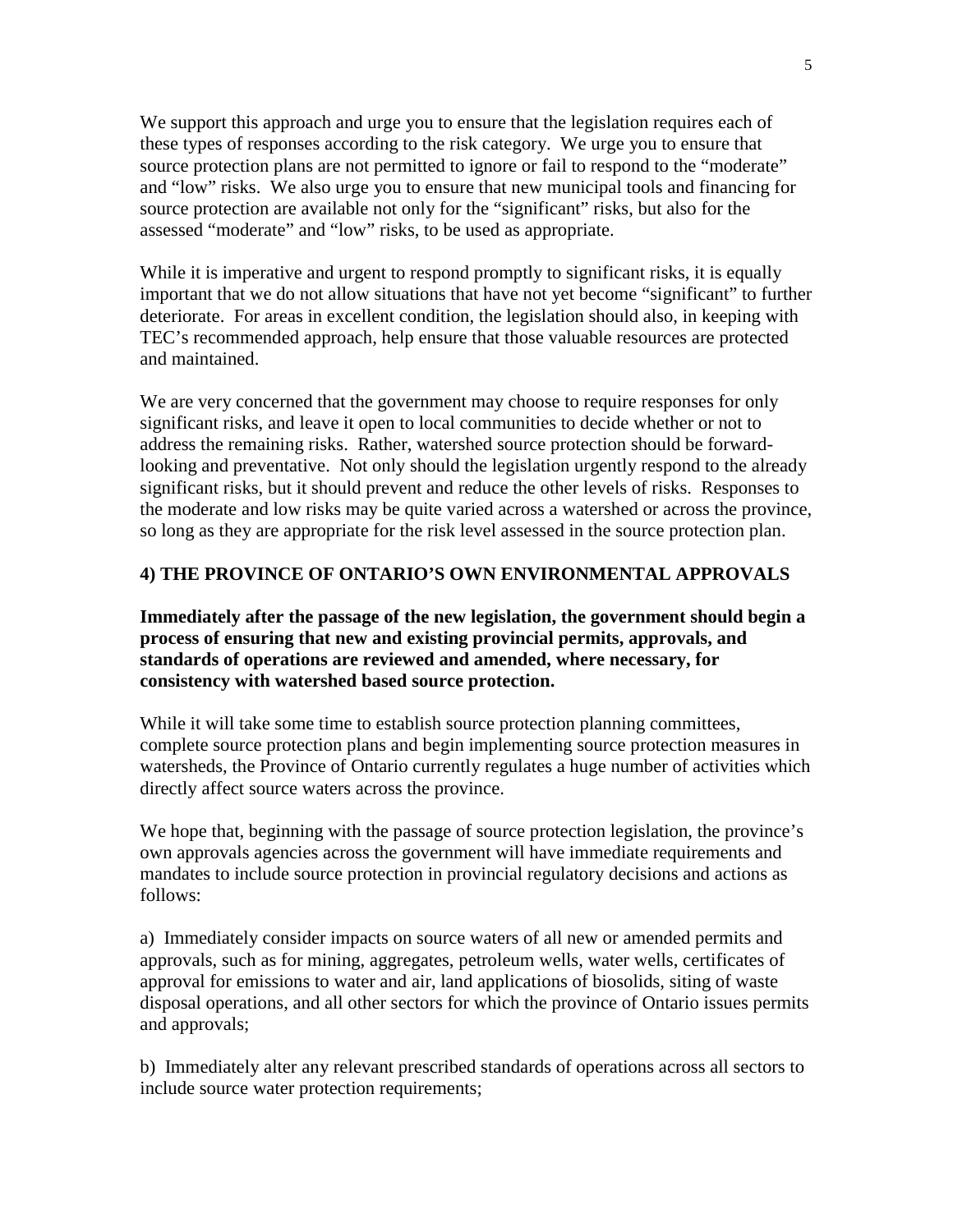We support this approach and urge you to ensure that the legislation requires each of these types of responses according to the risk category. We urge you to ensure that source protection plans are not permitted to ignore or fail to respond to the "moderate" and "low" risks. We also urge you to ensure that new municipal tools and financing for source protection are available not only for the "significant" risks, but also for the assessed "moderate" and "low" risks, to be used as appropriate.

While it is imperative and urgent to respond promptly to significant risks, it is equally important that we do not allow situations that have not yet become "significant" to further deteriorate. For areas in excellent condition, the legislation should also, in keeping with TEC's recommended approach, help ensure that those valuable resources are protected and maintained.

We are very concerned that the government may choose to require responses for only significant risks, and leave it open to local communities to decide whether or not to address the remaining risks. Rather, watershed source protection should be forward-looking and preventative. Not only should the legislation urgently respond to the already significant risks, but it should prevent and reduce the other levels of risks. Responses to the moderate and low risks may be quite varied across a watershed or across the province, so long as they are appropriate for the risk level assessed in the source protection plan.

## 4) THE PROVINCE OF ONTARIO'S OWN ENVIRONMENTAL APPROVALS

**Immediately after the passage of the new legislation, the government should begin a process of ensuring that new and existing provincial permits, approvals, and standards of operations are reviewed and amended, where necessary, for consistency with watershed based source protection.**

While it will take some time to establish source protection planning committees, complete source protection plans and begin implementing source protection measures in watersheds, the Province of Ontario currently regulates a huge number of activities which directly affect source waters across the province.

We hope that, beginning with the passage of source protection legislation, the province's own approvals agencies across the government will have immediate requirements and mandates to include source protection in provincial regulatory decisions and actions as follows:

a) Immediately consider impacts on source waters of all new or amended permits and approvals, such as for mining, aggregates, petroleum wells, water wells, certificates of approval for emissions to water and air, land applications of biosolids, siting of waste disposal operations, and all other sectors for which the province of Ontario issues permits and approvals;

b) Immediately alter any relevant prescribed standards of operations across all sectors to include source water protection requirements;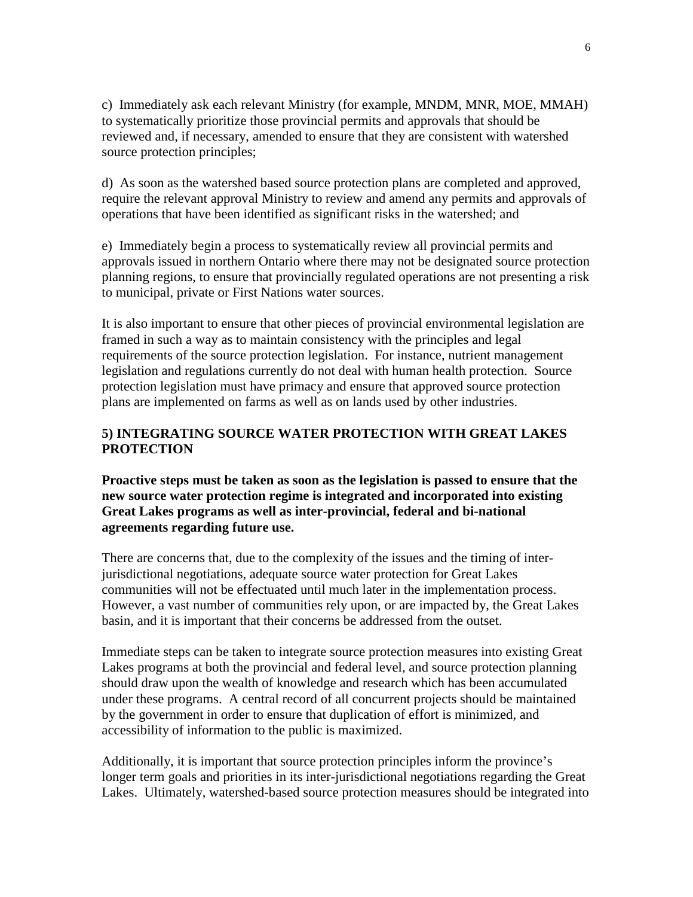c)  Immediately ask each relevant Ministry (for example, MNDM, MNR, MOE, MMAH) to systematically prioritize those provincial permits and approvals that should be reviewed and, if necessary, amended to ensure that they are consistent with watershed source protection principles;

d)  As soon as the watershed based source protection plans are completed and approved, require the relevant approval Ministry to review and amend any permits and approvals of operations that have been identified as significant risks in the watershed; and

e)  Immediately begin a process to systematically review all provincial permits and approvals issued in northern Ontario where there may not be designated source protection planning regions, to ensure that provincially regulated operations are not presenting a risk to municipal, private or First Nations water sources.

It is also important to ensure that other pieces of provincial environmental legislation are framed in such a way as to maintain consistency with the principles and legal requirements of the source protection legislation.  For instance, nutrient management legislation and regulations currently do not deal with human health protection.  Source protection legislation must have primacy and ensure that approved source protection plans are implemented on farms as well as on lands used by other industries.

## 5) INTEGRATING SOURCE WATER PROTECTION WITH GREAT LAKES PROTECTION

**Proactive steps must be taken as soon as the legislation is passed to ensure that the new source water protection regime is integrated and incorporated into existing Great Lakes programs as well as inter-provincial, federal and bi-national agreements regarding future use.**

There are concerns that, due to the complexity of the issues and the timing of inter-jurisdictional negotiations, adequate source water protection for Great Lakes communities will not be effectuated until much later in the implementation process. However, a vast number of communities rely upon, or are impacted by, the Great Lakes basin, and it is important that their concerns be addressed from the outset.

Immediate steps can be taken to integrate source protection measures into existing Great Lakes programs at both the provincial and federal level, and source protection planning should draw upon the wealth of knowledge and research which has been accumulated under these programs.  A central record of all concurrent projects should be maintained by the government in order to ensure that duplication of effort is minimized, and accessibility of information to the public is maximized.

Additionally, it is important that source protection principles inform the province's longer term goals and priorities in its inter-jurisdictional negotiations regarding the Great Lakes.  Ultimately, watershed-based source protection measures should be integrated into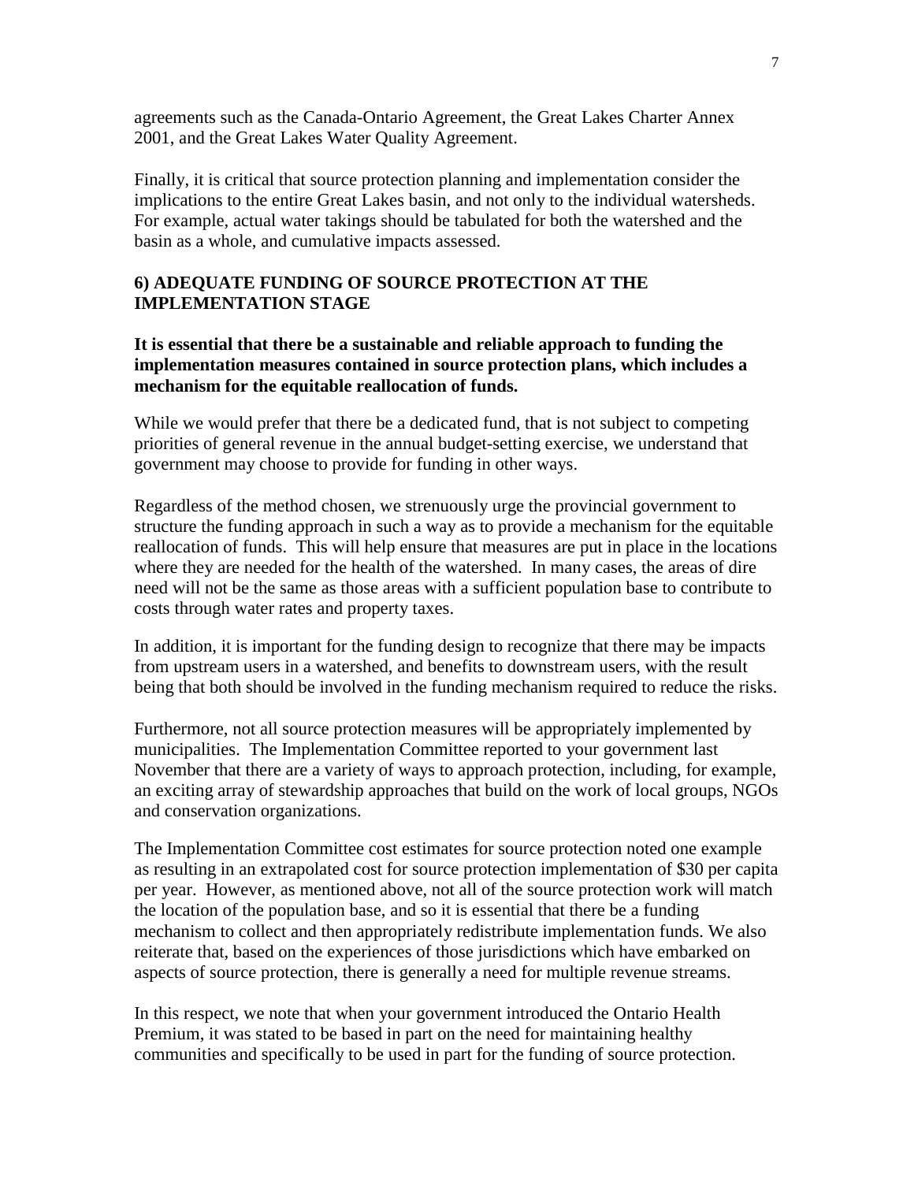agreements such as the Canada-Ontario Agreement, the Great Lakes Charter Annex 2001, and the Great Lakes Water Quality Agreement.

Finally, it is critical that source protection planning and implementation consider the implications to the entire Great Lakes basin, and not only to the individual watersheds. For example, actual water takings should be tabulated for both the watershed and the basin as a whole, and cumulative impacts assessed.

## 6) ADEQUATE FUNDING OF SOURCE PROTECTION AT THE IMPLEMENTATION STAGE

**It is essential that there be a sustainable and reliable approach to funding the implementation measures contained in source protection plans, which includes a mechanism for the equitable reallocation of funds.**

While we would prefer that there be a dedicated fund, that is not subject to competing priorities of general revenue in the annual budget-setting exercise, we understand that government may choose to provide for funding in other ways.

Regardless of the method chosen, we strenuously urge the provincial government to structure the funding approach in such a way as to provide a mechanism for the equitable reallocation of funds. This will help ensure that measures are put in place in the locations where they are needed for the health of the watershed. In many cases, the areas of dire need will not be the same as those areas with a sufficient population base to contribute to costs through water rates and property taxes.

In addition, it is important for the funding design to recognize that there may be impacts from upstream users in a watershed, and benefits to downstream users, with the result being that both should be involved in the funding mechanism required to reduce the risks.

Furthermore, not all source protection measures will be appropriately implemented by municipalities. The Implementation Committee reported to your government last November that there are a variety of ways to approach protection, including, for example, an exciting array of stewardship approaches that build on the work of local groups, NGOs and conservation organizations.

The Implementation Committee cost estimates for source protection noted one example as resulting in an extrapolated cost for source protection implementation of $30 per capita per year. However, as mentioned above, not all of the source protection work will match the location of the population base, and so it is essential that there be a funding mechanism to collect and then appropriately redistribute implementation funds. We also reiterate that, based on the experiences of those jurisdictions which have embarked on aspects of source protection, there is generally a need for multiple revenue streams.

In this respect, we note that when your government introduced the Ontario Health Premium, it was stated to be based in part on the need for maintaining healthy communities and specifically to be used in part for the funding of source protection.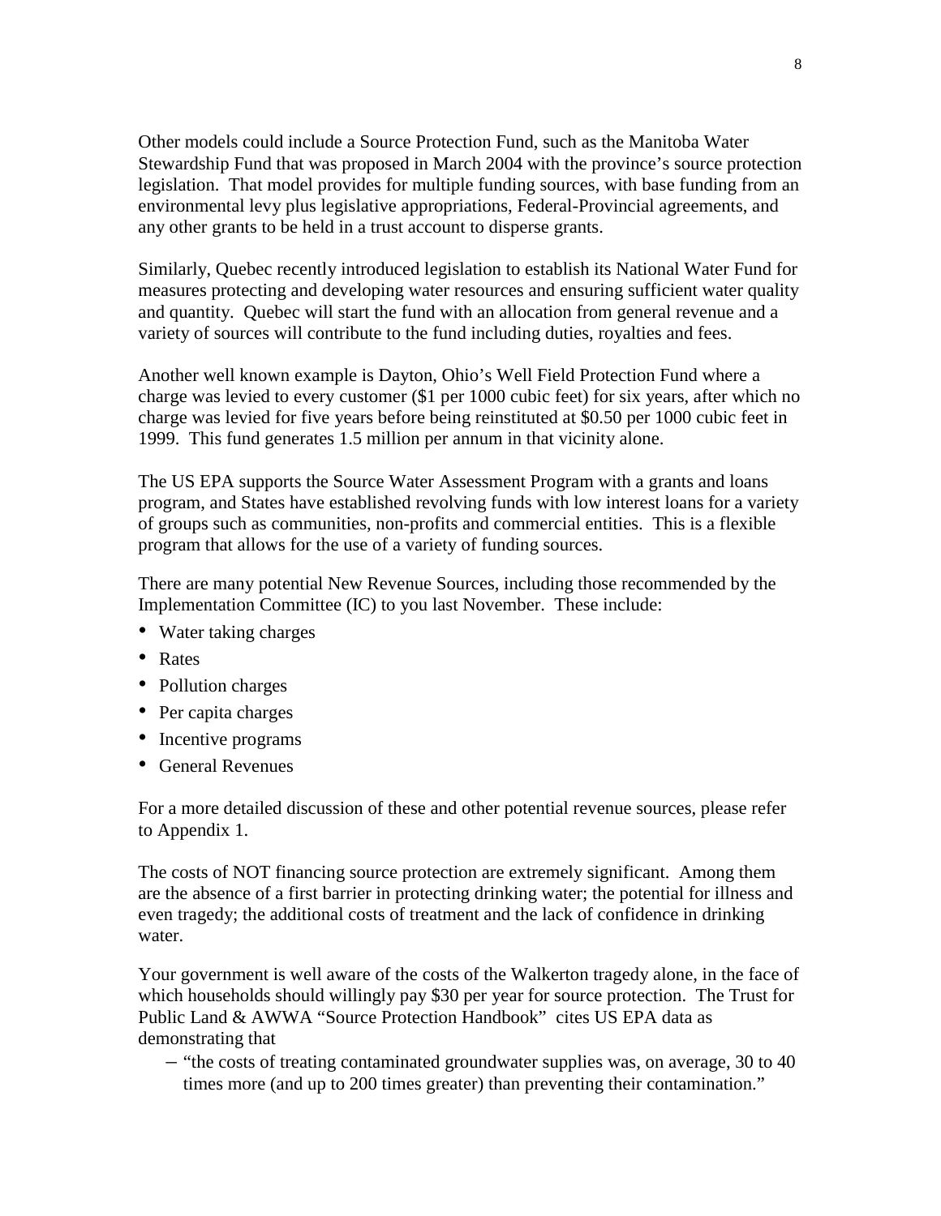Other models could include a Source Protection Fund, such as the Manitoba Water Stewardship Fund that was proposed in March 2004 with the province's source protection legislation. That model provides for multiple funding sources, with base funding from an environmental levy plus legislative appropriations, Federal-Provincial agreements, and any other grants to be held in a trust account to disperse grants.

Similarly, Quebec recently introduced legislation to establish its National Water Fund for measures protecting and developing water resources and ensuring sufficient water quality and quantity. Quebec will start the fund with an allocation from general revenue and a variety of sources will contribute to the fund including duties, royalties and fees.

Another well known example is Dayton, Ohio's Well Field Protection Fund where a charge was levied to every customer ($1 per 1000 cubic feet) for six years, after which no charge was levied for five years before being reinstituted at $0.50 per 1000 cubic feet in 1999. This fund generates 1.5 million per annum in that vicinity alone.

The US EPA supports the Source Water Assessment Program with a grants and loans program, and States have established revolving funds with low interest loans for a variety of groups such as communities, non-profits and commercial entities. This is a flexible program that allows for the use of a variety of funding sources.

There are many potential New Revenue Sources, including those recommended by the Implementation Committee (IC) to you last November. These include:

- Water taking charges
- Rates
- Pollution charges
- Per capita charges
- Incentive programs
- General Revenues

For a more detailed discussion of these and other potential revenue sources, please refer to Appendix 1.

The costs of NOT financing source protection are extremely significant. Among them are the absence of a first barrier in protecting drinking water; the potential for illness and even tragedy; the additional costs of treatment and the lack of confidence in drinking water.

Your government is well aware of the costs of the Walkerton tragedy alone, in the face of which households should willingly pay $30 per year for source protection. The Trust for Public Land & AWWA "Source Protection Handbook" cites US EPA data as demonstrating that

- "the costs of treating contaminated groundwater supplies was, on average, 30 to 40 times more (and up to 200 times greater) than preventing their contamination."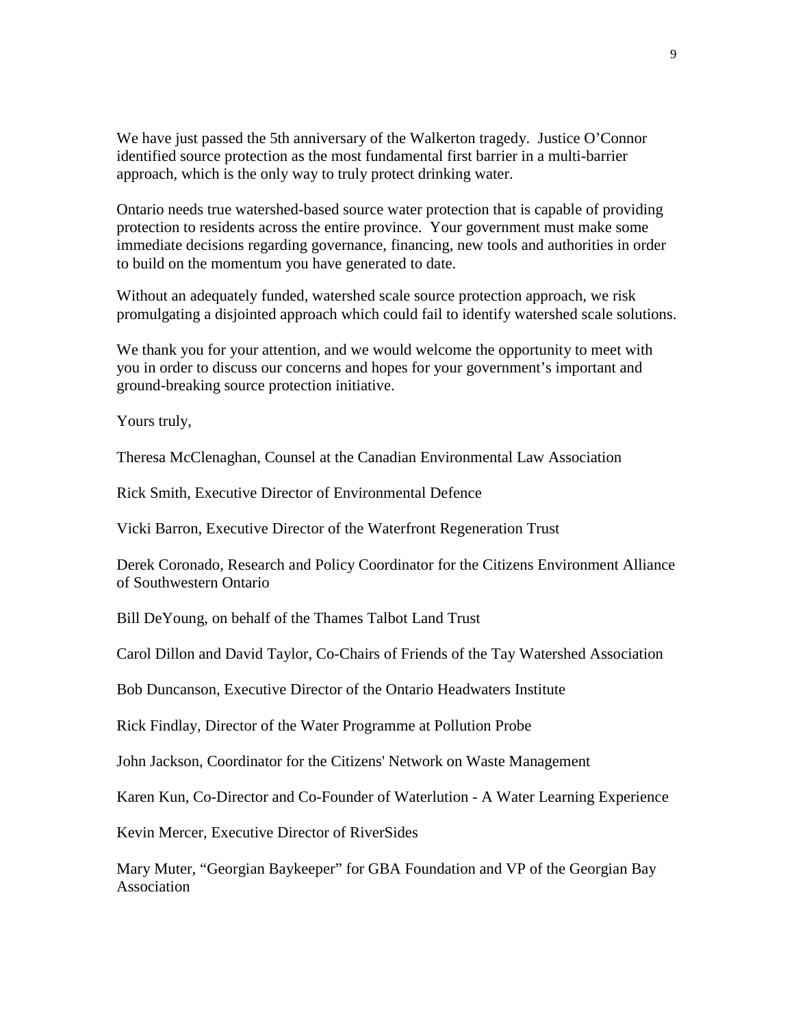We have just passed the 5th anniversary of the Walkerton tragedy. Justice O'Connor identified source protection as the most fundamental first barrier in a multi-barrier approach, which is the only way to truly protect drinking water.

Ontario needs true watershed-based source water protection that is capable of providing protection to residents across the entire province. Your government must make some immediate decisions regarding governance, financing, new tools and authorities in order to build on the momentum you have generated to date.

Without an adequately funded, watershed scale source protection approach, we risk promulgating a disjointed approach which could fail to identify watershed scale solutions.

We thank you for your attention, and we would welcome the opportunity to meet with you in order to discuss our concerns and hopes for your government's important and ground-breaking source protection initiative.

Yours truly,

Theresa McClenaghan, Counsel at the Canadian Environmental Law Association

Rick Smith, Executive Director of Environmental Defence

Vicki Barron, Executive Director of the Waterfront Regeneration Trust

Derek Coronado, Research and Policy Coordinator for the Citizens Environment Alliance of Southwestern Ontario

Bill DeYoung, on behalf of the Thames Talbot Land Trust

Carol Dillon and David Taylor, Co-Chairs of Friends of the Tay Watershed Association

Bob Duncanson, Executive Director of the Ontario Headwaters Institute

Rick Findlay, Director of the Water Programme at Pollution Probe

John Jackson, Coordinator for the Citizens' Network on Waste Management

Karen Kun, Co-Director and Co-Founder of Waterlution - A Water Learning Experience

Kevin Mercer, Executive Director of RiverSides

Mary Muter, "Georgian Baykeeper" for GBA Foundation and VP of the Georgian Bay Association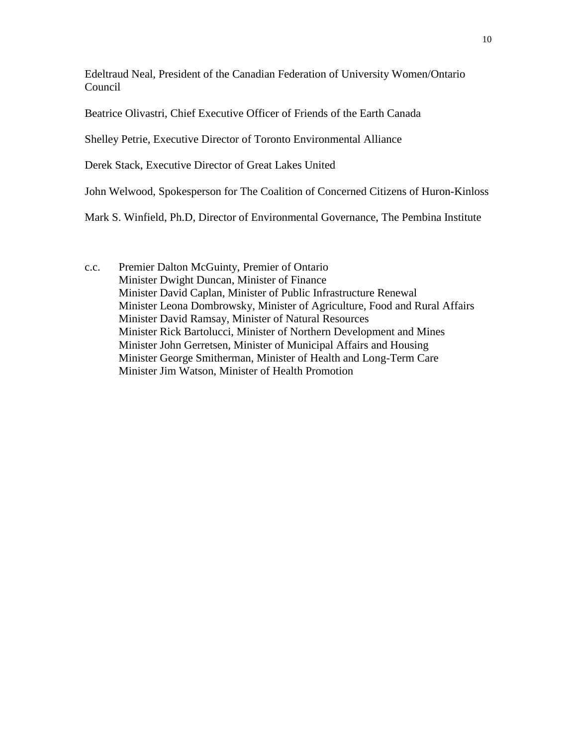Edeltraud Neal, President of the Canadian Federation of University Women/Ontario Council

Beatrice Olivastri, Chief Executive Officer of Friends of the Earth Canada

Shelley Petrie, Executive Director of Toronto Environmental Alliance

Derek Stack, Executive Director of Great Lakes United

John Welwood, Spokesperson for The Coalition of Concerned Citizens of Huron-Kinloss

Mark S. Winfield, Ph.D, Director of Environmental Governance, The Pembina Institute

c.c. Premier Dalton McGuinty, Premier of Ontario
Minister Dwight Duncan, Minister of Finance
Minister David Caplan, Minister of Public Infrastructure Renewal
Minister Leona Dombrowsky, Minister of Agriculture, Food and Rural Affairs
Minister David Ramsay, Minister of Natural Resources
Minister Rick Bartolucci, Minister of Northern Development and Mines
Minister John Gerretsen, Minister of Municipal Affairs and Housing
Minister George Smitherman, Minister of Health and Long-Term Care
Minister Jim Watson, Minister of Health Promotion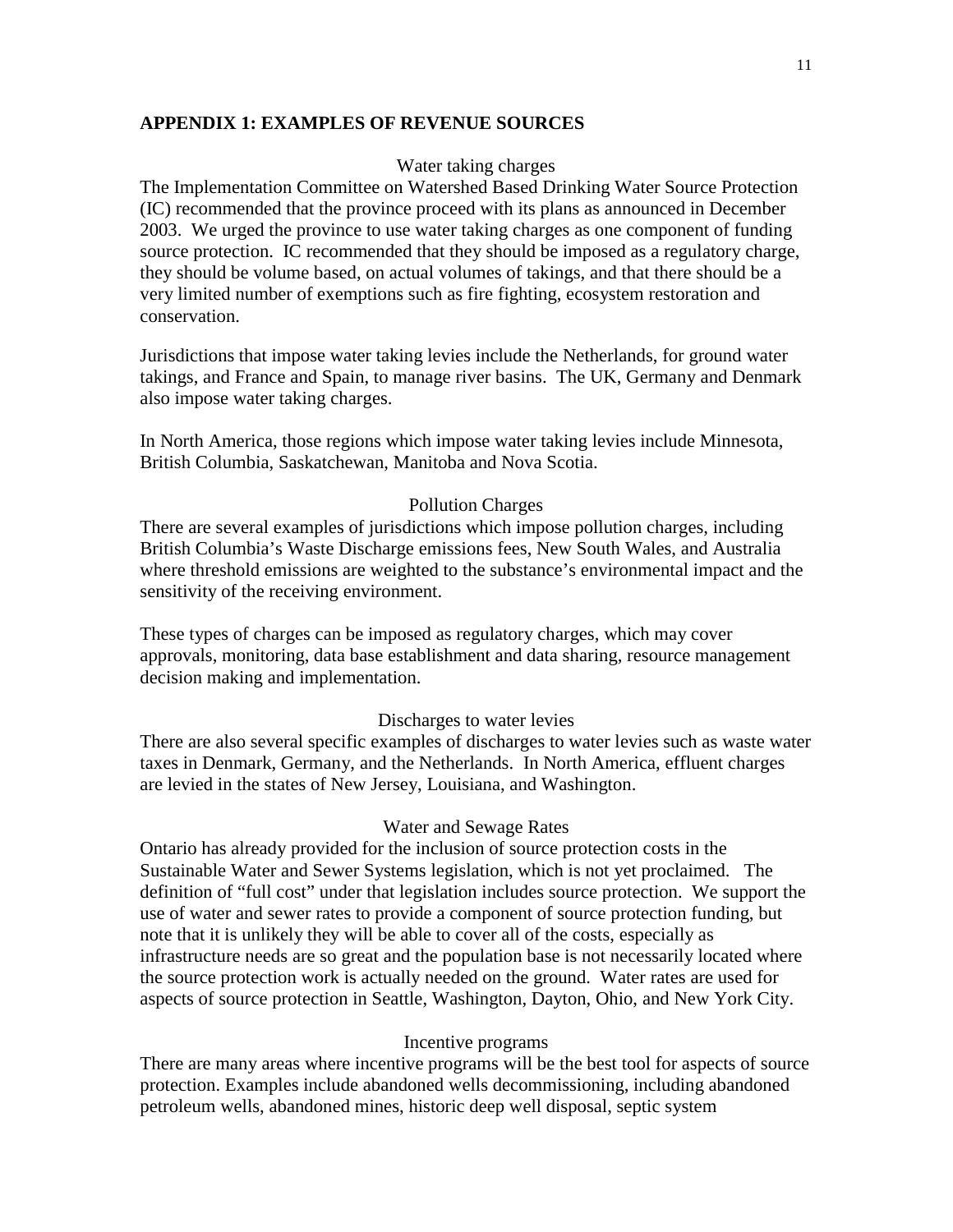## APPENDIX 1: EXAMPLES OF REVENUE SOURCES

### Water taking charges

The Implementation Committee on Watershed Based Drinking Water Source Protection (IC) recommended that the province proceed with its plans as announced in December 2003. We urged the province to use water taking charges as one component of funding source protection. IC recommended that they should be imposed as a regulatory charge, they should be volume based, on actual volumes of takings, and that there should be a very limited number of exemptions such as fire fighting, ecosystem restoration and conservation.

Jurisdictions that impose water taking levies include the Netherlands, for ground water takings, and France and Spain, to manage river basins. The UK, Germany and Denmark also impose water taking charges.

In North America, those regions which impose water taking levies include Minnesota, British Columbia, Saskatchewan, Manitoba and Nova Scotia.

### Pollution Charges

There are several examples of jurisdictions which impose pollution charges, including British Columbia's Waste Discharge emissions fees, New South Wales, and Australia where threshold emissions are weighted to the substance's environmental impact and the sensitivity of the receiving environment.

These types of charges can be imposed as regulatory charges, which may cover approvals, monitoring, data base establishment and data sharing, resource management decision making and implementation.

### Discharges to water levies

There are also several specific examples of discharges to water levies such as waste water taxes in Denmark, Germany, and the Netherlands. In North America, effluent charges are levied in the states of New Jersey, Louisiana, and Washington.

### Water and Sewage Rates

Ontario has already provided for the inclusion of source protection costs in the Sustainable Water and Sewer Systems legislation, which is not yet proclaimed. The definition of "full cost" under that legislation includes source protection. We support the use of water and sewer rates to provide a component of source protection funding, but note that it is unlikely they will be able to cover all of the costs, especially as infrastructure needs are so great and the population base is not necessarily located where the source protection work is actually needed on the ground. Water rates are used for aspects of source protection in Seattle, Washington, Dayton, Ohio, and New York City.

### Incentive programs

There are many areas where incentive programs will be the best tool for aspects of source protection. Examples include abandoned wells decommissioning, including abandoned petroleum wells, abandoned mines, historic deep well disposal, septic system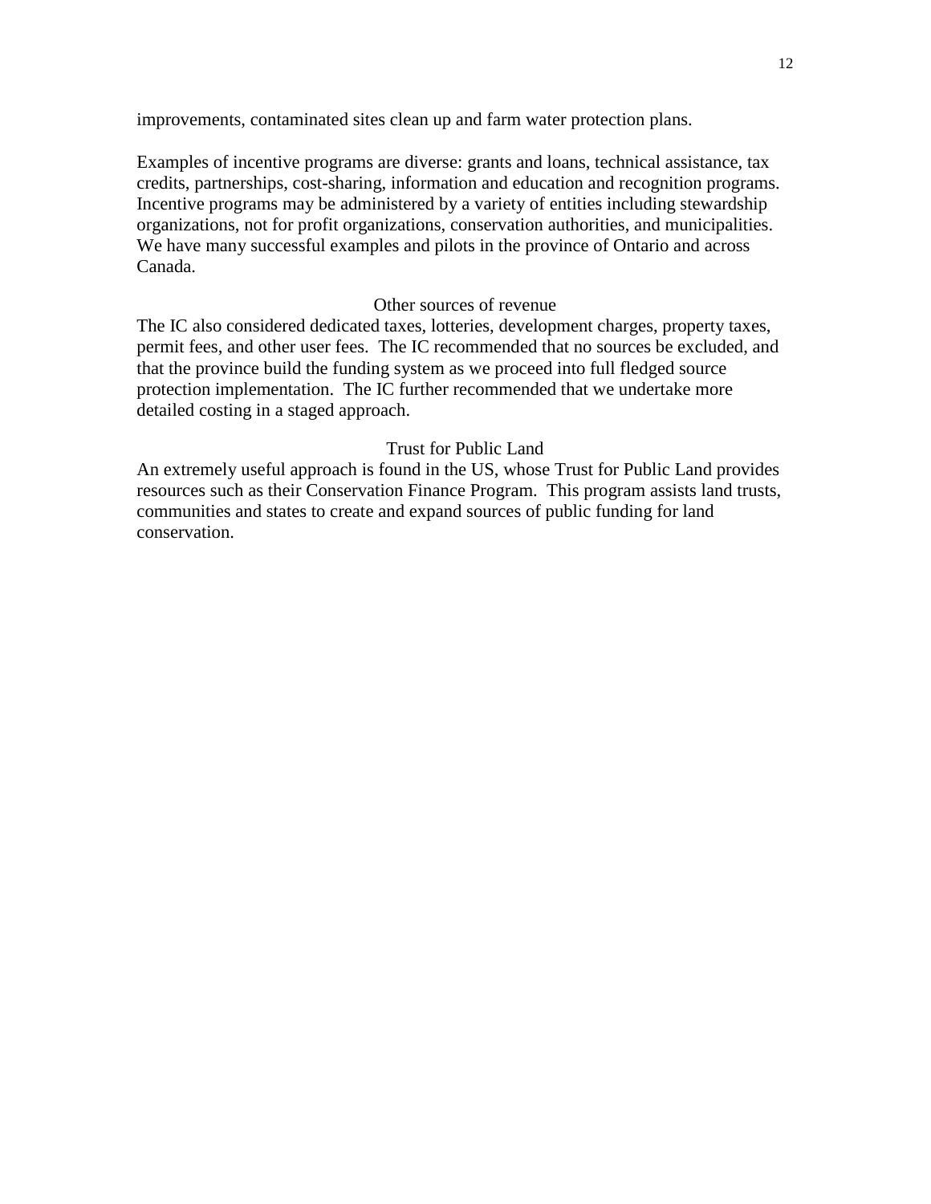improvements, contaminated sites clean up and farm water protection plans.

Examples of incentive programs are diverse: grants and loans, technical assistance, tax credits, partnerships, cost-sharing, information and education and recognition programs. Incentive programs may be administered by a variety of entities including stewardship organizations, not for profit organizations, conservation authorities, and municipalities. We have many successful examples and pilots in the province of Ontario and across Canada.

### Other sources of revenue

The IC also considered dedicated taxes, lotteries, development charges, property taxes, permit fees, and other user fees. The IC recommended that no sources be excluded, and that the province build the funding system as we proceed into full fledged source protection implementation. The IC further recommended that we undertake more detailed costing in a staged approach.

### Trust for Public Land

An extremely useful approach is found in the US, whose Trust for Public Land provides resources such as their Conservation Finance Program. This program assists land trusts, communities and states to create and expand sources of public funding for land conservation.